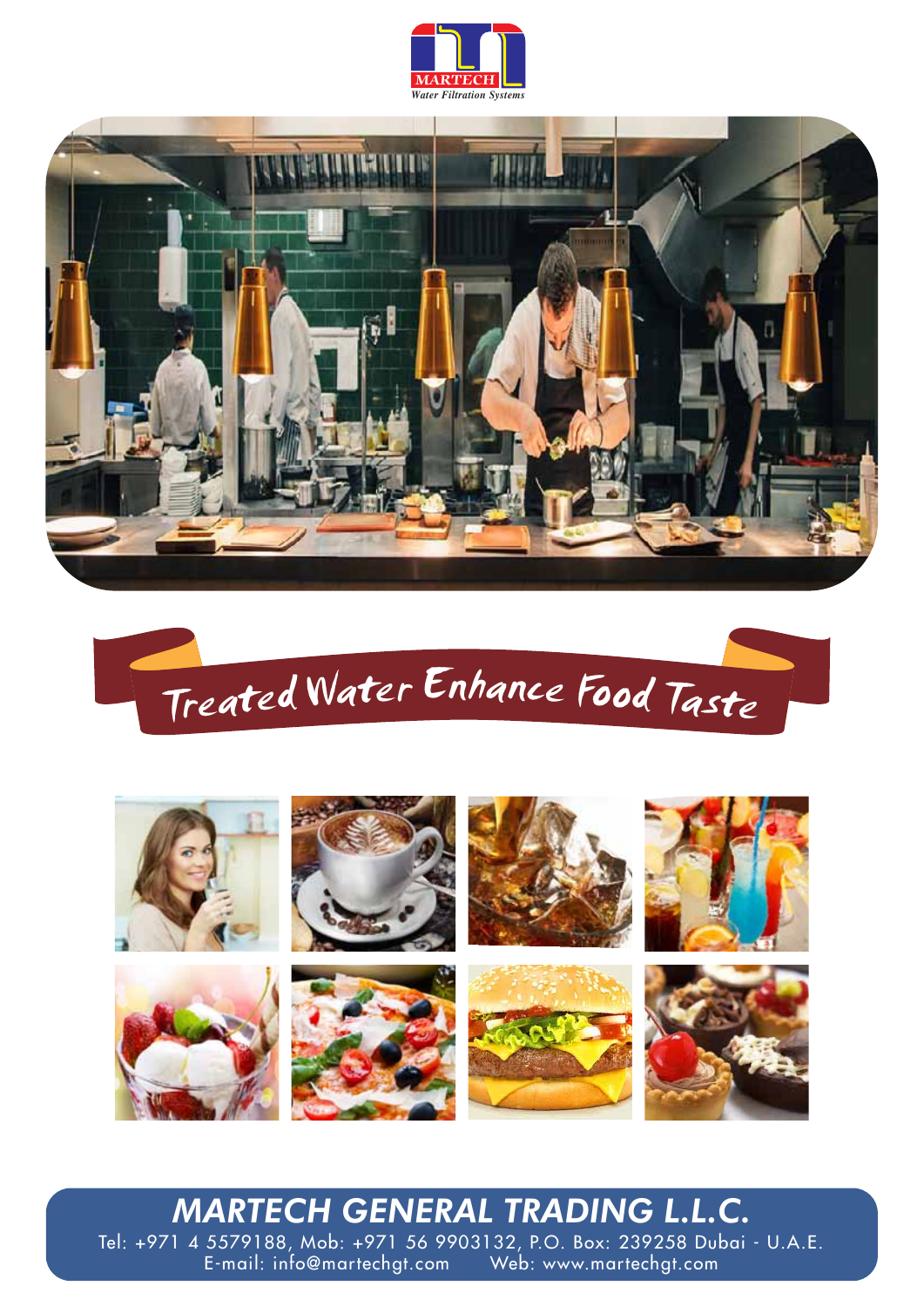MARTECH

*Water Filtration Systems*

# Treated Water Enhance Food Taste

## MARTECH GENERAL TRADING L.L.C.

Tel: +971 4 5579188, Mob: +971 56 9903132, P.O. Box: 239258 Dubai - U.A.E.
E-mail: info@martechgt.com Web: www.martechgt.com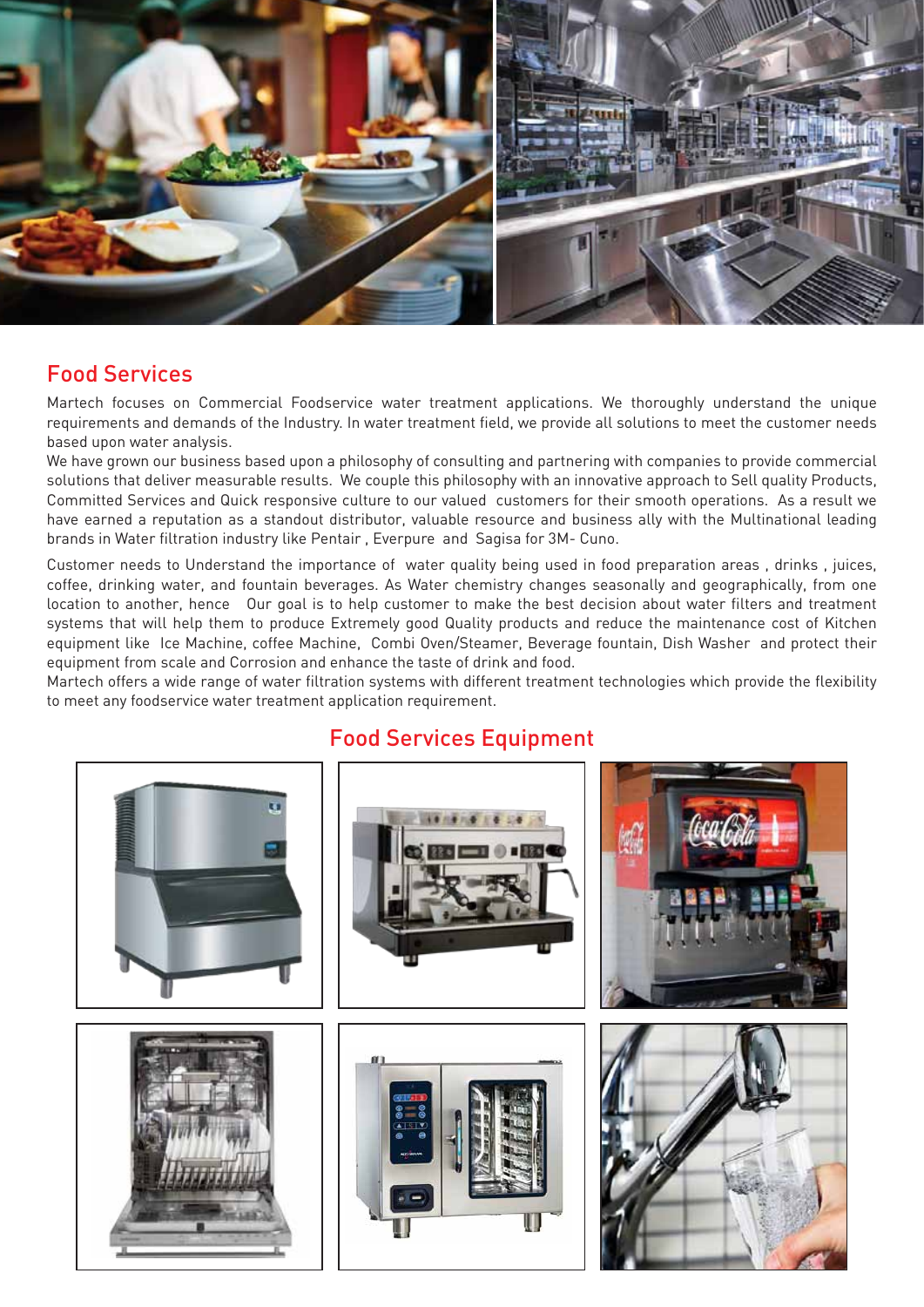## Food Services

Martech focuses on Commercial Foodservice water treatment applications. We thoroughly understand the unique requirements and demands of the Industry. In water treatment field, we provide all solutions to meet the customer needs based upon water analysis.

We have grown our business based upon a philosophy of consulting and partnering with companies to provide commercial solutions that deliver measurable results. We couple this philosophy with an innovative approach to Sell quality Products, Committed Services and Quick responsive culture to our valued customers for their smooth operations. As a result we have earned a reputation as a standout distributor, valuable resource and business ally with the Multinational leading brands in Water filtration industry like Pentair , Everpure and Sagisa for 3M- Cuno.

Customer needs to Understand the importance of water quality being used in food preparation areas , drinks , juices, coffee, drinking water, and fountain beverages. As Water chemistry changes seasonally and geographically, from one location to another, hence Our goal is to help customer to make the best decision about water filters and treatment systems that will help them to produce Extremely good Quality products and reduce the maintenance cost of Kitchen equipment like Ice Machine, coffee Machine, Combi Oven/Steamer, Beverage fountain, Dish Washer and protect their equipment from scale and Corrosion and enhance the taste of drink and food.

Martech offers a wide range of water filtration systems with different treatment technologies which provide the flexibility to meet any foodservice water treatment application requirement.

## Food Services Equipment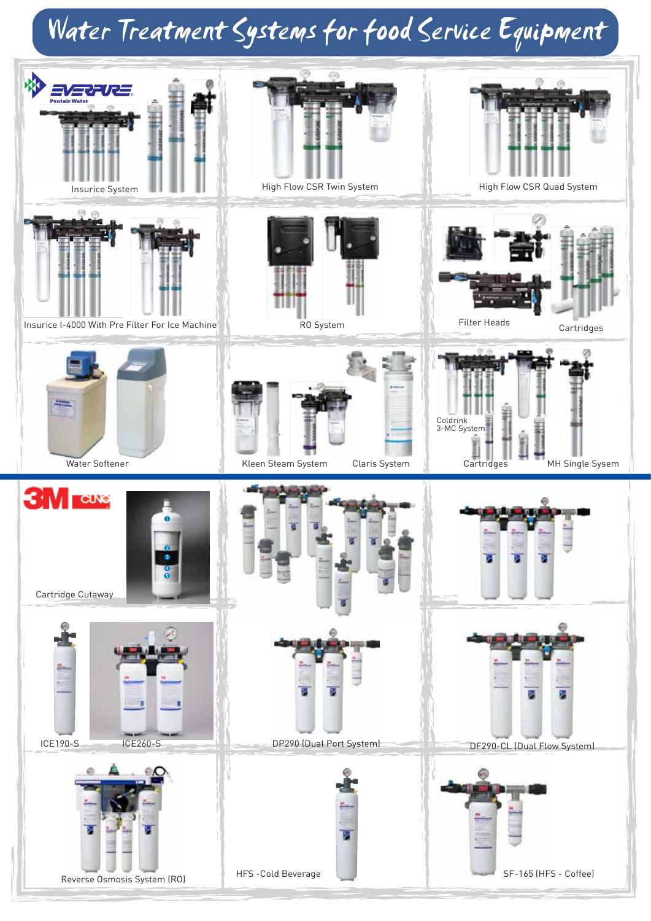# Water Treatment Systems for food Service Equipment

EVERPURE
Pentair Water

Insurice System

High Flow CSR Twin System

High Flow CSR Quad System

Insurice I-4000 With Pre Filter For Ice Machine

RO System

Filter Heads

Cartridges

Water Softener

Kleen Steam System

Claris System

Coldrink 3-MC System

Cartridges

MH Single Sysem

3M CUNO

Cartridge Cutaway

ICE190-S

ICE260-S

DP290 (Dual Port System)

DF290-CL (Dual Flow System)

Reverse Osmosis System (RO)

HFS -Cold Beverage

SF-165 (HFS - Coffee)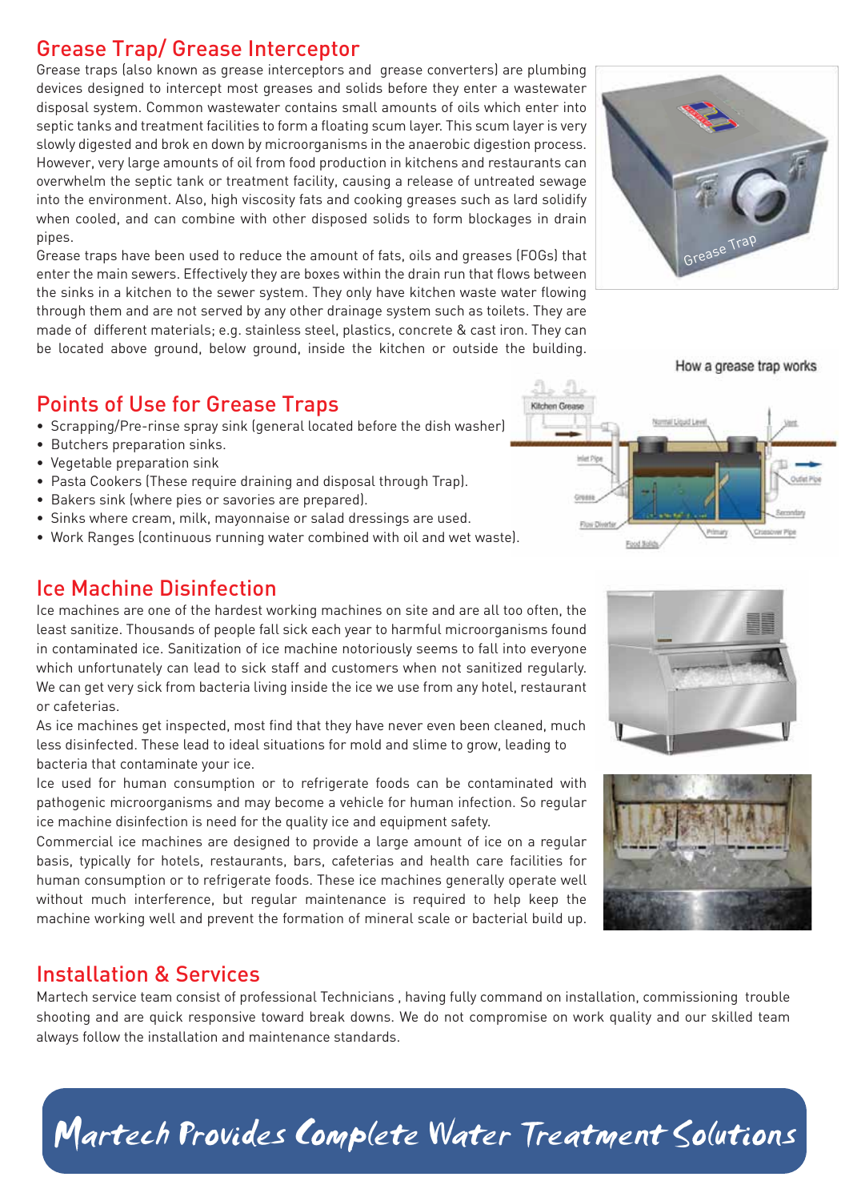## Grease Trap/ Grease Interceptor

Grease traps (also known as grease interceptors and grease converters) are plumbing devices designed to intercept most greases and solids before they enter a wastewater disposal system. Common wastewater contains small amounts of oils which enter into septic tanks and treatment facilities to form a floating scum layer. This scum layer is very slowly digested and brok en down by microorganisms in the anaerobic digestion process. However, very large amounts of oil from food production in kitchens and restaurants can overwhelm the septic tank or treatment facility, causing a release of untreated sewage into the environment. Also, high viscosity fats and cooking greases such as lard solidify when cooled, and can combine with other disposed solids to form blockages in drain pipes.

Grease traps have been used to reduce the amount of fats, oils and greases (FOGs) that enter the main sewers. Effectively they are boxes within the drain run that flows between the sinks in a kitchen to the sewer system. They only have kitchen waste water flowing through them and are not served by any other drainage system such as toilets. They are made of different materials; e.g. stainless steel, plastics, concrete & cast iron. They can be located above ground, below ground, inside the kitchen or outside the building.

Grease Trap

How a grease trap works

Kitchen Grease
Normal Liquid Level
Vent
Inlet Pipe
Outlet Pipe
Grease
Secondary
Flow Diverter
Primary
Crossover Pipe
Food Solids

## Points of Use for Grease Traps

- Scrapping/Pre-rinse spray sink (general located before the dish washer)
- Butchers preparation sinks.
- Vegetable preparation sink
- Pasta Cookers (These require draining and disposal through Trap).
- Bakers sink (where pies or savories are prepared).
- Sinks where cream, milk, mayonnaise or salad dressings are used.
- Work Ranges (continuous running water combined with oil and wet waste).

## Ice Machine Disinfection

Ice machines are one of the hardest working machines on site and are all too often, the least sanitize. Thousands of people fall sick each year to harmful microorganisms found in contaminated ice. Sanitization of ice machine notoriously seems to fall into everyone which unfortunately can lead to sick staff and customers when not sanitized regularly. We can get very sick from bacteria living inside the ice we use from any hotel, restaurant or cafeterias.

As ice machines get inspected, most find that they have never even been cleaned, much less disinfected. These lead to ideal situations for mold and slime to grow, leading to bacteria that contaminate your ice.

Ice used for human consumption or to refrigerate foods can be contaminated with pathogenic microorganisms and may become a vehicle for human infection. So regular ice machine disinfection is need for the quality ice and equipment safety.

Commercial ice machines are designed to provide a large amount of ice on a regular basis, typically for hotels, restaurants, bars, cafeterias and health care facilities for human consumption or to refrigerate foods. These ice machines generally operate well without much interference, but regular maintenance is required to help keep the machine working well and prevent the formation of mineral scale or bacterial build up.

## Installation & Services

Martech service team consist of professional Technicians , having fully command on installation, commissioning trouble shooting and are quick responsive toward break downs. We do not compromise on work quality and our skilled team always follow the installation and maintenance standards.

**Martech Provides Complete Water Treatment Solutions**